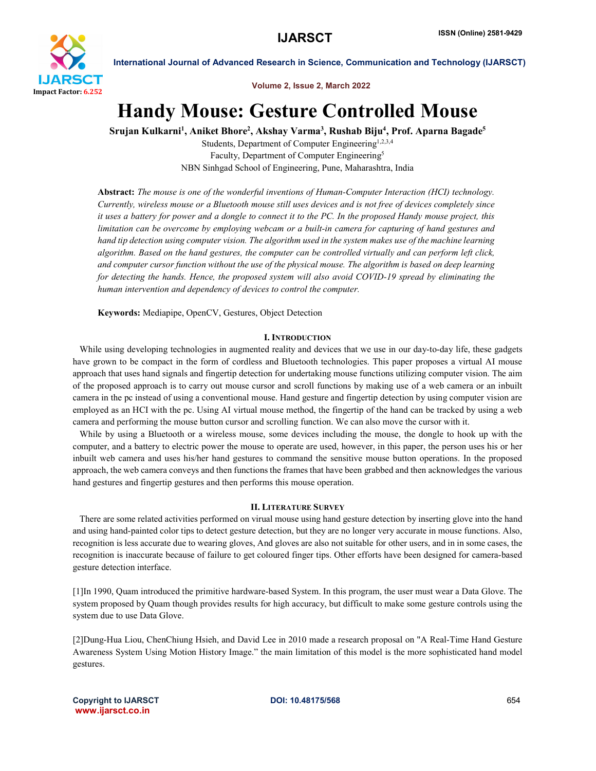# Handy Mouse: Gesture Controlled Mouse

**Srujan Kulkarni[1], Aniket Bhore[2], Akshay Varma[3], Rushab Biju[4], Prof. Aparna Bagade[5]**

Students, Department of Computer Engineering[1,2,3,4]

Faculty, Department of Computer Engineering[5]

NBN Sinhgad School of Engineering, Pune, Maharashtra, India

**Abstract:** *The mouse is one of the wonderful inventions of Human-Computer Interaction (HCI) technology. Currently, wireless mouse or a Bluetooth mouse still uses devices and is not free of devices completely since it uses a battery for power and a dongle to connect it to the PC. In the proposed Handy mouse project, this limitation can be overcome by employing webcam or a built-in camera for capturing of hand gestures and hand tip detection using computer vision. The algorithm used in the system makes use of the machine learning algorithm. Based on the hand gestures, the computer can be controlled virtually and can perform left click, and computer cursor function without the use of the physical mouse. The algorithm is based on deep learning for detecting the hands. Hence, the proposed system will also avoid COVID-19 spread by eliminating the human intervention and dependency of devices to control the computer.*

**Keywords:** Mediapipe, OpenCV, Gestures, Object Detection

## I. Introduction

While using developing technologies in augmented reality and devices that we use in our day-to-day life, these gadgets have grown to be compact in the form of cordless and Bluetooth technologies. This paper proposes a virtual AI mouse approach that uses hand signals and fingertip detection for undertaking mouse functions utilizing computer vision. The aim of the proposed approach is to carry out mouse cursor and scroll functions by making use of a web camera or an inbuilt camera in the pc instead of using a conventional mouse. Hand gesture and fingertip detection by using computer vision are employed as an HCI with the pc. Using AI virtual mouse method, the fingertip of the hand can be tracked by using a web camera and performing the mouse button cursor and scrolling function. We can also move the cursor with it.

While by using a Bluetooth or a wireless mouse, some devices including the mouse, the dongle to hook up with the computer, and a battery to electric power the mouse to operate are used, however, in this paper, the person uses his or her inbuilt web camera and uses his/her hand gestures to command the sensitive mouse button operations. In the proposed approach, the web camera conveys and then functions the frames that have been grabbed and then acknowledges the various hand gestures and fingertip gestures and then performs this mouse operation.

## II. Literature Survey

There are some related activities performed on virual mouse using hand gesture detection by inserting glove into the hand and using hand-painted color tips to detect gesture detection, but they are no longer very accurate in mouse functions. Also, recognition is less accurate due to wearing gloves, And gloves are also not suitable for other users, and in in some cases, the recognition is inaccurate because of failure to get coloured finger tips. Other efforts have been designed for camera-based gesture detection interface.

[1]In 1990, Quam introduced the primitive hardware-based System. In this program, the user must wear a Data Glove. The system proposed by Quam though provides results for high accuracy, but difficult to make some gesture controls using the system due to use Data Glove.

[2]Dung-Hua Liou, ChenChiung Hsieh, and David Lee in 2010 made a research proposal on "A Real-Time Hand Gesture Awareness System Using Motion History Image." the main limitation of this model is the more sophisticated hand model gestures.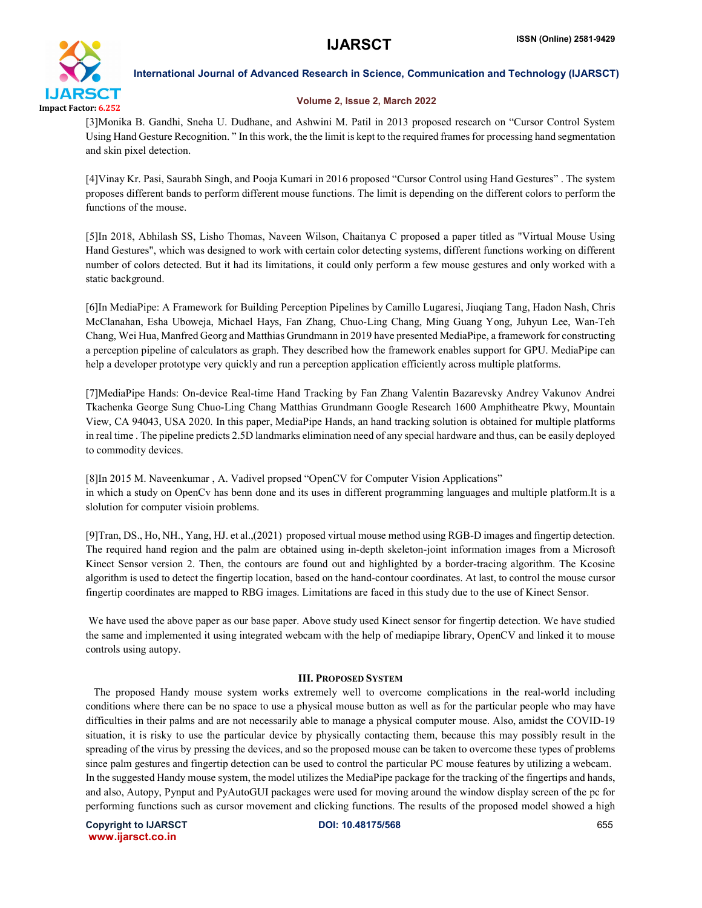[3]Monika B. Gandhi, Sneha U. Dudhane, and Ashwini M. Patil in 2013 proposed research on "Cursor Control System Using Hand Gesture Recognition. " In this work, the the limit is kept to the required frames for processing hand segmentation and skin pixel detection.

[4]Vinay Kr. Pasi, Saurabh Singh, and Pooja Kumari in 2016 proposed "Cursor Control using Hand Gestures" . The system proposes different bands to perform different mouse functions. The limit is depending on the different colors to perform the functions of the mouse.

[5]In 2018, Abhilash SS, Lisho Thomas, Naveen Wilson, Chaitanya C proposed a paper titled as "Virtual Mouse Using Hand Gestures", which was designed to work with certain color detecting systems, different functions working on different number of colors detected. But it had its limitations, it could only perform a few mouse gestures and only worked with a static background.

[6]In MediaPipe: A Framework for Building Perception Pipelines by Camillo Lugaresi, Jiuqiang Tang, Hadon Nash, Chris McClanahan, Esha Uboweja, Michael Hays, Fan Zhang, Chuo-Ling Chang, Ming Guang Yong, Juhyun Lee, Wan-Teh Chang, Wei Hua, Manfred Georg and Matthias Grundmann in 2019 have presented MediaPipe, a framework for constructing a perception pipeline of calculators as graph. They described how the framework enables support for GPU. MediaPipe can help a developer prototype very quickly and run a perception application efficiently across multiple platforms.

[7]MediaPipe Hands: On-device Real-time Hand Tracking by Fan Zhang Valentin Bazarevsky Andrey Vakunov Andrei Tkachenka George Sung Chuo-Ling Chang Matthias Grundmann Google Research 1600 Amphitheatre Pkwy, Mountain View, CA 94043, USA 2020. In this paper, MediaPipe Hands, an hand tracking solution is obtained for multiple platforms in real time . The pipeline predicts 2.5D landmarks elimination need of any special hardware and thus, can be easily deployed to commodity devices.

[8]In 2015 M. Naveenkumar , A. Vadivel propsed "OpenCV for Computer Vision Applications"
in which a study on OpenCv has benn done and its uses in different programming languages and multiple platform.It is a slolution for computer visioin problems.

[9]Tran, DS., Ho, NH., Yang, HJ. et al.,(2021) proposed virtual mouse method using RGB-D images and fingertip detection. The required hand region and the palm are obtained using in-depth skeleton-joint information images from a Microsoft Kinect Sensor version 2. Then, the contours are found out and highlighted by a border-tracing algorithm. The Kcosine algorithm is used to detect the fingertip location, based on the hand-contour coordinates. At last, to control the mouse cursor fingertip coordinates are mapped to RBG images. Limitations are faced in this study due to the use of Kinect Sensor.

We have used the above paper as our base paper. Above study used Kinect sensor for fingertip detection. We have studied the same and implemented it using integrated webcam with the help of mediapipe library, OpenCV and linked it to mouse controls using autopy.

## III. Proposed System

The proposed Handy mouse system works extremely well to overcome complications in the real-world including conditions where there can be no space to use a physical mouse button as well as for the particular people who may have difficulties in their palms and are not necessarily able to manage a physical computer mouse. Also, amidst the COVID-19 situation, it is risky to use the particular device by physically contacting them, because this may possibly result in the spreading of the virus by pressing the devices, and so the proposed mouse can be taken to overcome these types of problems since palm gestures and fingertip detection can be used to control the particular PC mouse features by utilizing a webcam.
In the suggested Handy mouse system, the model utilizes the MediaPipe package for the tracking of the fingertips and hands, and also, Autopy, Pynput and PyAutoGUI packages were used for moving around the window display screen of the pc for performing functions such as cursor movement and clicking functions. The results of the proposed model showed a high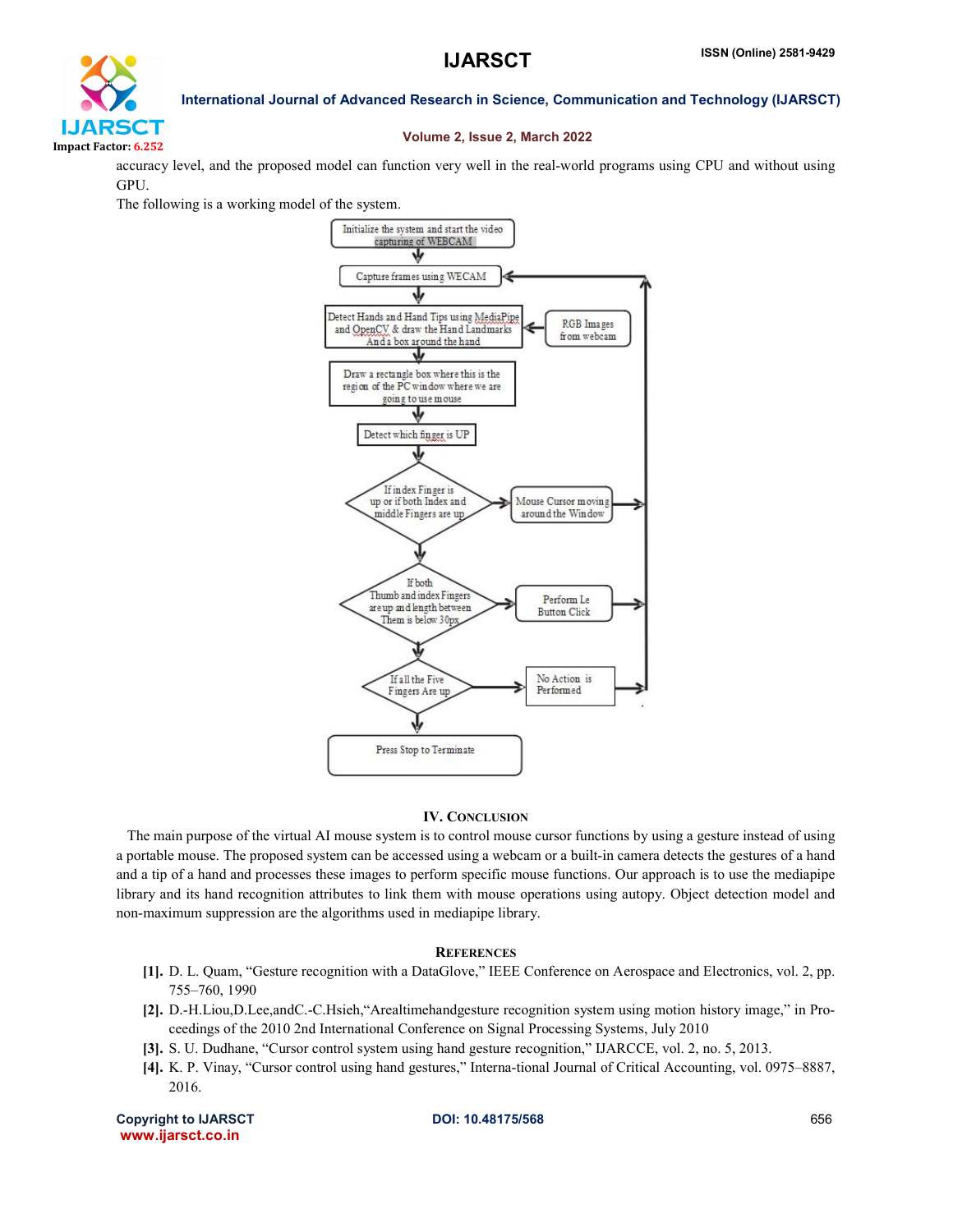accuracy level, and the proposed model can function very well in the real-world programs using CPU and without using GPU.

The following is a working model of the system.

## IV. Conclusion

The main purpose of the virtual AI mouse system is to control mouse cursor functions by using a gesture instead of using a portable mouse. The proposed system can be accessed using a webcam or a built-in camera detects the gestures of a hand and a tip of a hand and processes these images to perform specific mouse functions. Our approach is to use the mediapipe library and its hand recognition attributes to link them with mouse operations using autopy. Object detection model and non-maximum suppression are the algorithms used in mediapipe library.

## References

[1]. D. L. Quam, "Gesture recognition with a DataGlove," IEEE Conference on Aerospace and Electronics, vol. 2, pp. 755–760, 1990

[2]. D.-H.Liou,D.Lee,andC.-C.Hsieh,"Arealtimehandgesture recognition system using motion history image," in Proceedings of the 2010 2nd International Conference on Signal Processing Systems, July 2010

[3]. S. U. Dudhane, "Cursor control system using hand gesture recognition," IJARCCE, vol. 2, no. 5, 2013.

[4]. K. P. Vinay, "Cursor control using hand gestures," Interna-tional Journal of Critical Accounting, vol. 0975–8887, 2016.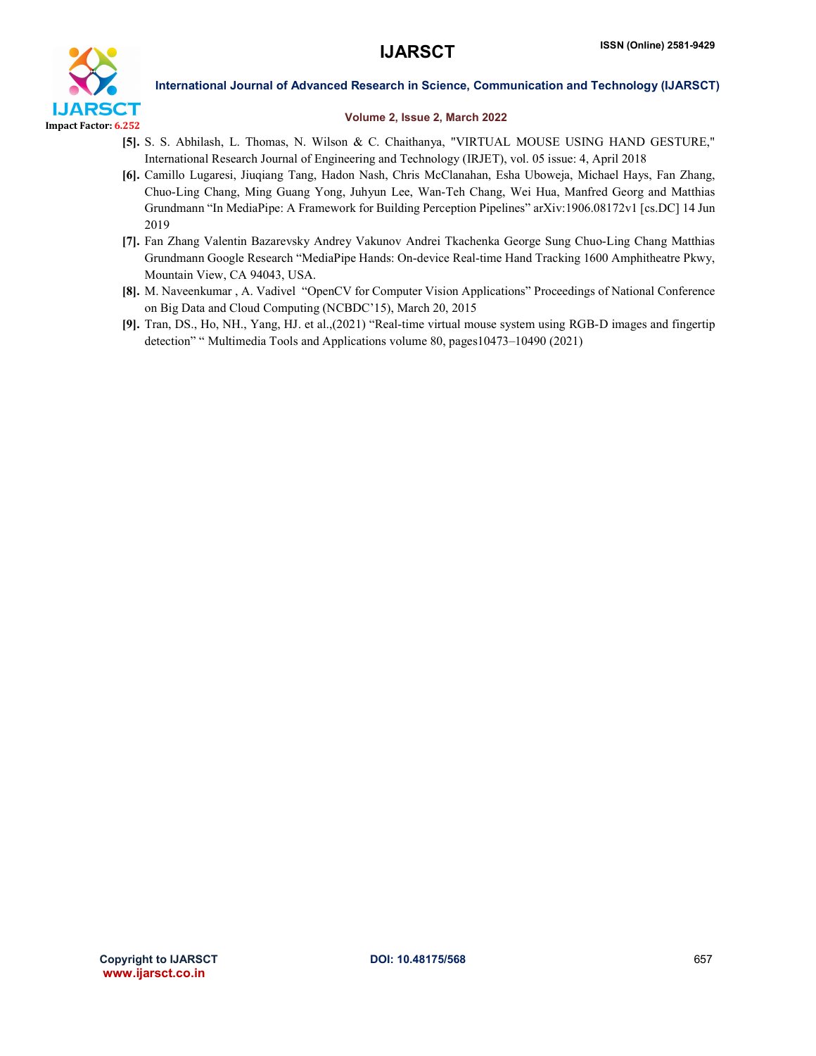[5]. S. S. Abhilash, L. Thomas, N. Wilson & C. Chaithanya, "VIRTUAL MOUSE USING HAND GESTURE," International Research Journal of Engineering and Technology (IRJET), vol. 05 issue: 4, April 2018

[6]. Camillo Lugaresi, Jiuqiang Tang, Hadon Nash, Chris McClanahan, Esha Uboweja, Michael Hays, Fan Zhang, Chuo-Ling Chang, Ming Guang Yong, Juhyun Lee, Wan-Teh Chang, Wei Hua, Manfred Georg and Matthias Grundmann "In MediaPipe: A Framework for Building Perception Pipelines" arXiv:1906.08172v1 [cs.DC] 14 Jun 2019

[7]. Fan Zhang Valentin Bazarevsky Andrey Vakunov Andrei Tkachenka George Sung Chuo-Ling Chang Matthias Grundmann Google Research "MediaPipe Hands: On-device Real-time Hand Tracking 1600 Amphitheatre Pkwy, Mountain View, CA 94043, USA.

[8]. M. Naveenkumar , A. Vadivel "OpenCV for Computer Vision Applications" Proceedings of National Conference on Big Data and Cloud Computing (NCBDC'15), March 20, 2015

[9]. Tran, DS., Ho, NH., Yang, HJ. et al.,(2021) "Real-time virtual mouse system using RGB-D images and fingertip detection" " Multimedia Tools and Applications volume 80, pages10473–10490 (2021)